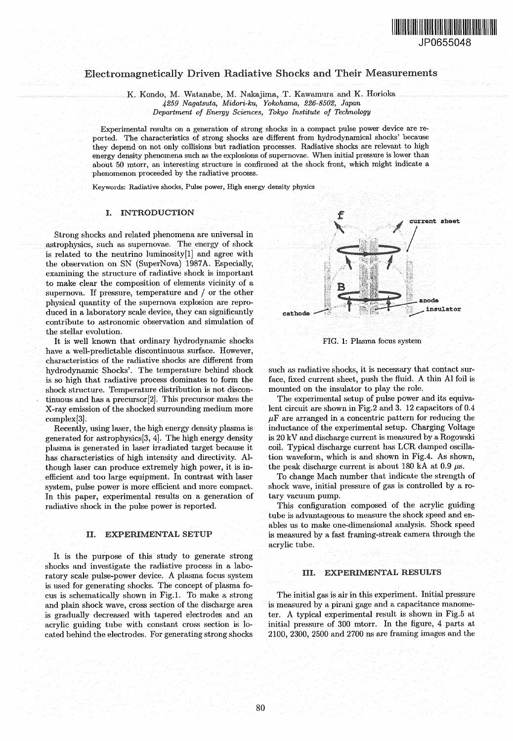# Electromagnetically Driven Radiative Shocks and Their Measurements

K. Kondo, M. Watanabe, M. Nakajima, T. Kawamura and K. Horioka

*4259 Nagatsuta, Midori-ku, Yokohama, 226-8502, Japan*

*Department of Energy Sciences, Tokyo Institute of Technology*

Experimental results on a generation of strong shocks in a compact pulse power device are reported. The characteristics of strong shocks are different from hydrodynamical shocks' because they depend on not only collisions but radiation processes. Radiative shocks are relevant to high energy density phenomena such as the explosions of supernovae. When initial pressure is lower than about 50 mtorr, an interesting structure is confirmed at the shock front, which might indicate a phenomenon proceeded by the radiative process.

Keywords: Radiative shocks, Pulse power, High energy density physics

## I. INTRODUCTION

Strong shocks and related phenomena are universal in astrophysics, such as supernovae. The energy of shock is related to the neutrino luminosity[1] and agree with the observation on SN (SuperNova) 1987A. Especially, examining the structure of radiative shock is important to make clear the composition of elements vicinity of a supernova. If pressure, temperature and / or the other physical quantity of the supernova explosion are reproduced in a laboratory scale device, they can significantly contribute to astronomic observation and simulation of the stellar evolution.

It is well known that ordinary hydrodynamic shocks have a well-predictable discontinuous surface. However, characteristics of the radiative shocks are different from hydrodynamic Shocks'. The temperature behind shock is so high that radiative process dominates to form the shock structure. Temperature distribution is not discontinuous and has a precursor[2]. This precursor makes the X-ray emission of the shocked surrounding medium more complex[3].

Recently, using laser, the high energy density plasma is generated for astrophysics[3, 4]. The high energy density plasma is generated in laser irradiated target because it has characteristics of high intensity and directivity. Although laser can produce extremely high power, it is inefficient and too large equipment. In contrast with laser system, pulse power is more efficient and more compact. In this paper, experimental results on a generation of radiative shock in the pulse power is reported.

## II. EXPERIMENTAL SETUP

It is the purpose of this study to generate strong shocks and investigate the radiative process in a laboratory scale pulse-power device. A plasma focus system is used for generating shocks. The concept of plasma focus is schematically shown in Fig.1. To make a strong and plain shock wave, cross section of the discharge area is gradually decreased with tapered electrodes and an acrylic guiding tube with constant cross section is located behind the electrodes. For generating strong shocks such as radiative shocks, it is necessary that contact surface, fixed current sheet, push the fluid. A thin Al foil is mounted on the insulator to play the role.

FIG. 1: Plasma focus system

The experimental setup of pulse power and its equivalent circuit are shown in Fig.2 and 3. 12 capacitors of 0.4 $\mu$F are arranged in a concentric pattern for reducing the inductance of the experimental setup. Charging Voltage is 20 kV and discharge current is measured by a Rogowski coil. Typical discharge current has LCR damped oscillation waveform, which is and shown in Fig.4. As shown, the peak discharge current is about 180 kA at 0.9 $\mu$s.

To change Mach number that indicate the strength of shock wave, initial pressure of gas is controlled by a rotary vacuum pump.

This configuration composed of the acrylic guiding tube is advantageous to measure the shock speed and enables us to make one-dimensional analysis. Shock speed is measured by a fast framing-streak camera through the acrylic tube.

## III. EXPERIMENTAL RESULTS

The initial gas is air in this experiment. Initial pressure is measured by a pirani gage and a capacitance manometer. A typical experimental result is shown in Fig.5 at initial pressure of 300 mtorr. In the figure, 4 parts at 2100, 2300, 2500 and 2700 ns are framing images and the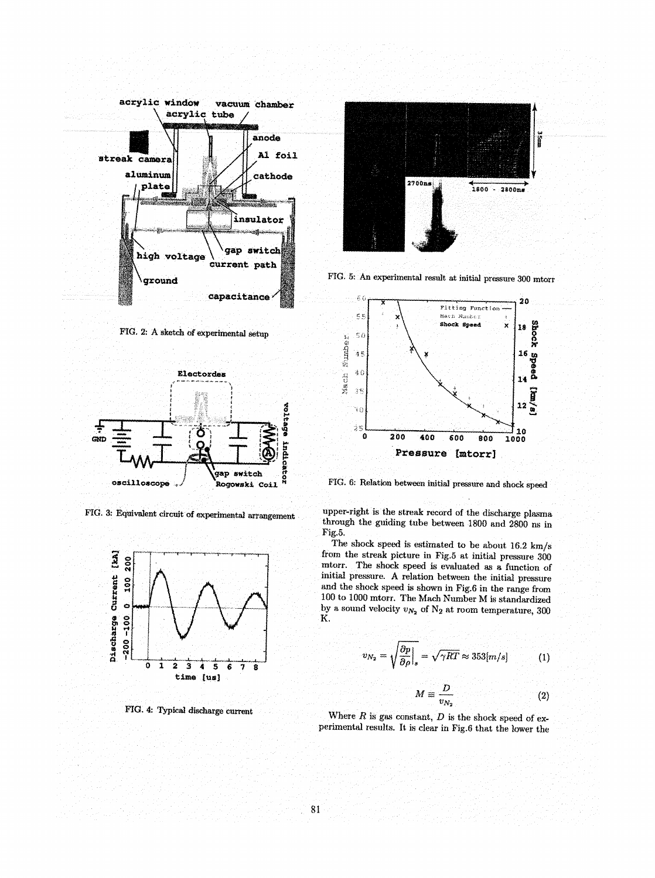FIG. 2: A sketch of experimental setup

FIG. 3: Equivalent circuit of experimental arrangement

FIG. 4: Typical discharge current

FIG. 5: An experimental result at initial pressure 300 mtorr

FIG. 6: Relation between initial pressure and shock speed

upper-right is the streak record of the discharge plasma through the guiding tube between 1800 and 2800 ns in Fig.5.

The shock speed is estimated to be about 16.2 km/s from the streak picture in Fig.5 at initial pressure 300 mtorr. The shock speed is evaluated as a function of initial pressure. A relation between the initial pressure and the shock speed is shown in Fig.6 in the range from 100 to 1000 mtorr. The Mach Number M is standardized by a sound velocity $v_{N_2}$ of $N_2$ at room temperature, 300 K.

$$v_{N_2} = \sqrt{\left.\frac{\partial p}{\partial \rho}\right|_s} = \sqrt{\gamma R T} \approx 353[m/s] \tag{1}$$

$$M \equiv \frac{D}{v_{N_2}} \tag{2}$$

Where $R$ is gas constant, $D$ is the shock speed of experimental results. It is clear in Fig.6 that the lower the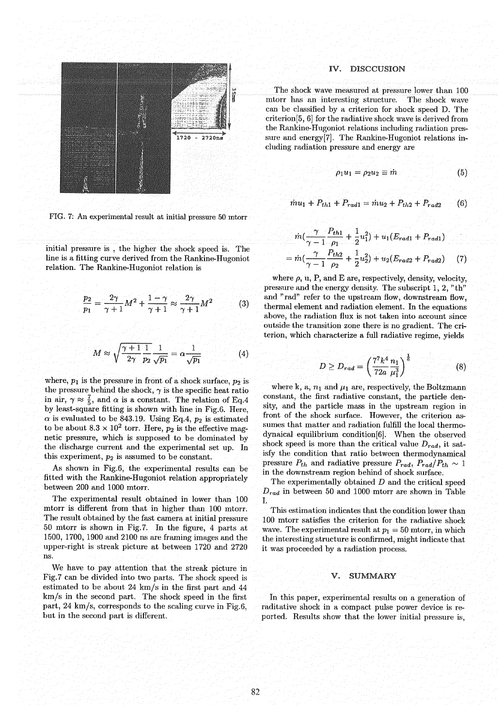FIG. 7: An experimental result at initial pressure 50 mtorr

initial pressure is , the higher the shock speed is. The line is a fitting curve derived from the Rankine-Hugoniot relation. The Rankine-Hugoniot relation is

$$\frac{p_2}{p_1} = \frac{2\gamma}{\gamma+1}M^2 + \frac{1-\gamma}{\gamma+1} \approx \frac{2\gamma}{\gamma+1}M^2 \tag{3}$$

$$M \approx \sqrt{\frac{\gamma+1}{2\gamma}\frac{1}{p_2}}\frac{1}{\sqrt{p_1}} = \alpha\frac{1}{\sqrt{p_1}} \tag{4}$$

where, $p_1$ is the pressure in front of a shock surface, $p_2$ is the pressure behind the shock, $\gamma$ is the specific heat ratio in air, $\gamma \approx \frac{7}{5}$, and $\alpha$ is a constant. The relation of Eq.4 by least-square fitting is shown with line in Fig.6. Here, $\alpha$ is evaluated to be 843.19. Using Eq.4, $p_2$ is estimated to be about $8.3 \times 10^2$ torr. Here, $p_2$ is the effective magnetic pressure, which is supposed to be dominated by the discharge current and the experimental set up. In this experiment, $p_2$ is assumed to be constant.

As shown in Fig.6, the experimental results can be fitted with the Rankine-Hugoniot relation appropriately between 200 and 1000 mtorr.

The experimental result obtained in lower than 100 mtorr is different from that in higher than 100 mtorr. The result obtained by the fast camera at initial pressure 50 mtorr is shown in Fig.7. In the figure, 4 parts at 1500, 1700, 1900 and 2100 ns are framing images and the upper-right is streak picture at between 1720 and 2720 ns.

We have to pay attention that the streak picture in Fig.7 can be divided into two parts. The shock speed is estimated to be about 24 km/s in the first part and 44 km/s in the second part. The shock speed in the first part, 24 km/s, corresponds to the scaling curve in Fig.6, but in the second part is different.

## IV. DISCCUSION

The shock wave measured at pressure lower than 100 mtorr has an interesting structure. The shock wave can be classified by a criterion for shock speed D. The criterion[5, 6] for the radiative shock wave is derived from the Rankine-Hugoniot relations including radiation pressure and energy[7]. The Rankine-Hugoniot relations including radiation pressure and energy are

$$\rho_1 u_1 = \rho_2 u_2 \equiv \dot{m} \tag{5}$$

$$\dot{m}u_1 + P_{th1} + P_{rad1} = \dot{m}u_2 + P_{th2} + P_{rad2} \tag{6}$$

$$\begin{aligned} &\dot{m}\left(\frac{\gamma}{\gamma-1}\frac{P_{th1}}{\rho_1} + \frac{1}{2}u_1^2\right) + u_1(E_{rad1} + P_{rad1}) \\ &= \dot{m}\left(\frac{\gamma}{\gamma-1}\frac{P_{th2}}{\rho_2} + \frac{1}{2}u_2^2\right) + u_2(E_{rad2} + P_{rad2}) \end{aligned} \tag{7}$$

where $\rho$, u, P, and E are, respectively, density, velocity, pressure and the energy density. The subscript 1, 2, "th" and "rad" refer to the upstream flow, downstream flow, thermal element and radiation element. In the equations above, the radiation flux is not taken into account since outside the transition zone there is no gradient. The criterion, which characterize a full radiative regime, yields

$$D \geq D_{rad} = \left(\frac{7^7 k^4}{72a}\frac{n_1}{\mu_1^3}\right)^{\frac{1}{6}} \tag{8}$$

where k, a, $n_1$ and $\mu_1$ are, respectively, the Boltzmann constant, the first radiative constant, the particle density, and the particle mass in the upstream region in front of the shock surface. However, the criterion assumes that matter and radiation fulfill the local thermodynaical equilibrium condition[6]. When the observed shock speed is more than the critical value $D_{rad}$, it satisfy the condition that ratio between thermodynamical pressure $P_{th}$ and radiative pressure $P_{rad}$, $P_{rad}/P_{th} \sim 1$ in the downstream region behind of shock surface.

The experimentally obtained D and the critical speed $D_{rad}$ in between 50 and 1000 mtorr are shown in Table I.

This estimation indicates that the condition lower than 100 mtorr satisfies the criterion for the radiative shock wave. The experimental result at $p_1 = 50$ mtorr, in which the interesting structure is confirmed, might indicate that it was proceeded by a radiation process.

## V. SUMMARY

In this paper, experimental results on a generation of raditative shock in a compact pulse power device is reported. Results show that the lower initial pressure is,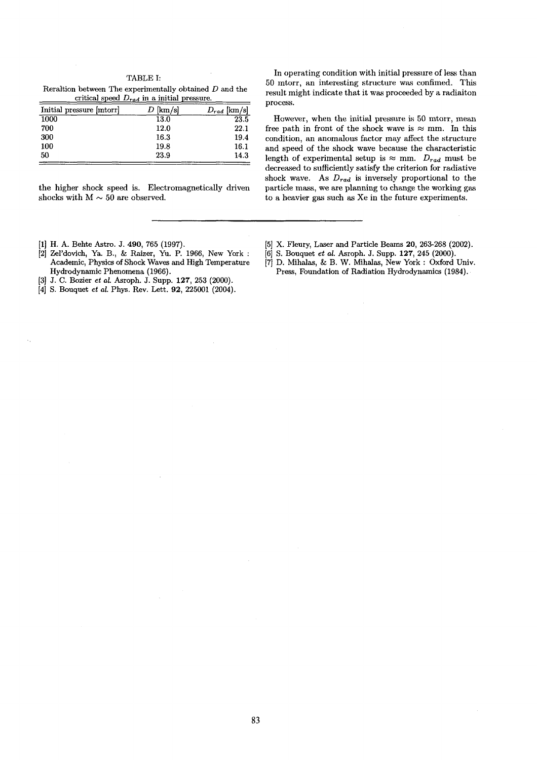TABLE I:
Reraltion between The experimentally obtained $D$ and the critical speed $D_{rad}$ in a initial pressure.

| Initial pressure [mtorr] | $D$ [km/s] | $D_{rad}$ [km/s] |
|---|---|---|
| 1000 | 13.0 | 23.5 |
| 700 | 12.0 | 22.1 |
| 300 | 16.3 | 19.4 |
| 100 | 19.8 | 16.1 |
| 50 | 23.9 | 14.3 |

the higher shock speed is. Electromagnetically driven shocks with M $\sim$ 50 are observed.

In operating condition with initial pressure of less than 50 mtorr, an interesting structure was confimed. This result might indicate that it was proceeded by a radiaiton process.

However, when the initial pressure is 50 mtorr, mean free path in front of the shock wave is $\approx$ mm. In this condition, an anomalous factor may affect the structure and speed of the shock wave because the characteristic length of experimental setup is $\approx$ mm. $D_{rad}$ must be decreased to sufficiently satisfy the criterion for radiative shock wave. As $D_{rad}$ is inversely proportional to the particle mass, we are planning to change the working gas to a heavier gas such as Xe in the future experiments.

---

[1] H. A. Behte Astro. J. **490**, 765 (1997).

[2] Zel'dovich, Ya. B., & Raizer, Yu. P. 1966, New York : Academic, Physics of Shock Waves and High Temperature Hydrodynamic Phenomena (1966).

[3] J. C. Bozier *et al.* Asroph. J. Supp. **127**, 253 (2000).

[4] S. Bouquet *et al.* Phys. Rev. Lett. **92**, 225001 (2004).

[5] X. Fleury, Laser and Particle Beams **20**, 263-268 (2002).

[6] S. Bouquet *et al.* Asroph. J. Supp. **127**, 245 (2000).

[7] D. Mihalas, & B. W. Mihalas, New York : Oxford Univ. Press, Foundation of Radiation Hydrodynamics (1984).